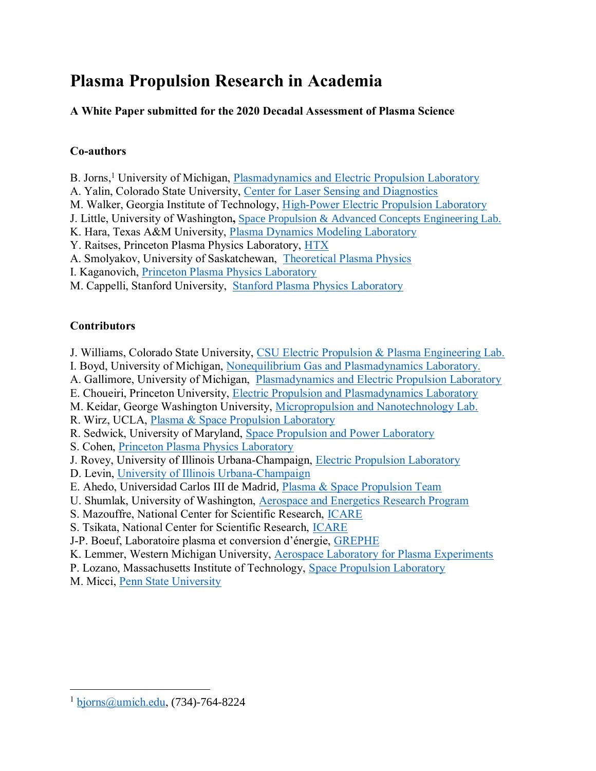# Plasma Propulsion Research in Academia

**A White Paper submitted for the 2020 Decadal Assessment of Plasma Science**

**Co-authors**

B. Jorns,[1] University of Michigan, Plasmadynamics and Electric Propulsion Laboratory
A. Yalin, Colorado State University, Center for Laser Sensing and Diagnostics
M. Walker, Georgia Institute of Technology, High-Power Electric Propulsion Laboratory
J. Little, University of Washington, Space Propulsion & Advanced Concepts Engineering Lab.
K. Hara, Texas A&M University, Plasma Dynamics Modeling Laboratory
Y. Raitses, Princeton Plasma Physics Laboratory, HTX
A. Smolyakov, University of Saskatchewan, Theoretical Plasma Physics
I. Kaganovich, Princeton Plasma Physics Laboratory
M. Cappelli, Stanford University, Stanford Plasma Physics Laboratory

**Contributors**

J. Williams, Colorado State University, CSU Electric Propulsion & Plasma Engineering Lab.
I. Boyd, University of Michigan, Nonequilibrium Gas and Plasmadynamics Laboratory.
A. Gallimore, University of Michigan, Plasmadynamics and Electric Propulsion Laboratory
E. Choueiri, Princeton University, Electric Propulsion and Plasmadynamics Laboratory
M. Keidar, George Washington University, Micropropulsion and Nanotechnology Lab.
R. Wirz, UCLA, Plasma & Space Propulsion Laboratory
R. Sedwick, University of Maryland, Space Propulsion and Power Laboratory
S. Cohen, Princeton Plasma Physics Laboratory
J. Rovey, University of Illinois Urbana-Champaign, Electric Propulsion Laboratory
D. Levin, University of Illinois Urbana-Champaign
E. Ahedo, Universidad Carlos III de Madrid, Plasma & Space Propulsion Team
U. Shumlak, University of Washington, Aerospace and Energetics Research Program
S. Mazouffre, National Center for Scientific Research, ICARE
S. Tsikata, National Center for Scientific Research, ICARE
J-P. Boeuf, Laboratoire plasma et conversion d'énergie, GREPHE
K. Lemmer, Western Michigan University, Aerospace Laboratory for Plasma Experiments
P. Lozano, Massachusetts Institute of Technology, Space Propulsion Laboratory
M. Micci, Penn State University

---

[1] bjorns@umich.edu, (734)-764-8224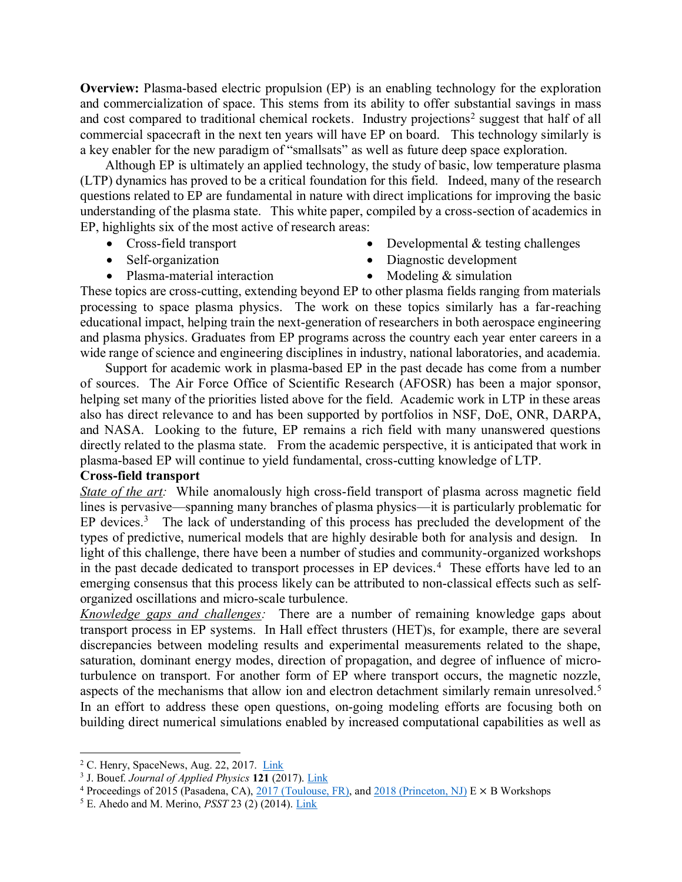**Overview:** Plasma-based electric propulsion (EP) is an enabling technology for the exploration and commercialization of space. This stems from its ability to offer substantial savings in mass and cost compared to traditional chemical rockets. Industry projections[2] suggest that half of all commercial spacecraft in the next ten years will have EP on board. This technology similarly is a key enabler for the new paradigm of "smallsats" as well as future deep space exploration.

Although EP is ultimately an applied technology, the study of basic, low temperature plasma (LTP) dynamics has proved to be a critical foundation for this field. Indeed, many of the research questions related to EP are fundamental in nature with direct implications for improving the basic understanding of the plasma state. This white paper, compiled by a cross-section of academics in EP, highlights six of the most active of research areas:

- Cross-field transport
- Self-organization
- Plasma-material interaction
- Developmental & testing challenges
- Diagnostic development
- Modeling & simulation

These topics are cross-cutting, extending beyond EP to other plasma fields ranging from materials processing to space plasma physics. The work on these topics similarly has a far-reaching educational impact, helping train the next-generation of researchers in both aerospace engineering and plasma physics. Graduates from EP programs across the country each year enter careers in a wide range of science and engineering disciplines in industry, national laboratories, and academia.

Support for academic work in plasma-based EP in the past decade has come from a number of sources. The Air Force Office of Scientific Research (AFOSR) has been a major sponsor, helping set many of the priorities listed above for the field. Academic work in LTP in these areas also has direct relevance to and has been supported by portfolios in NSF, DoE, ONR, DARPA, and NASA. Looking to the future, EP remains a rich field with many unanswered questions directly related to the plasma state. From the academic perspective, it is anticipated that work in plasma-based EP will continue to yield fundamental, cross-cutting knowledge of LTP.

**Cross-field transport**

*State of the art:* While anomalously high cross-field transport of plasma across magnetic field lines is pervasive—spanning many branches of plasma physics—it is particularly problematic for EP devices.[3] The lack of understanding of this process has precluded the development of the types of predictive, numerical models that are highly desirable both for analysis and design. In light of this challenge, there have been a number of studies and community-organized workshops in the past decade dedicated to transport processes in EP devices.[4] These efforts have led to an emerging consensus that this process likely can be attributed to non-classical effects such as self-organized oscillations and micro-scale turbulence.

*Knowledge gaps and challenges:* There are a number of remaining knowledge gaps about transport process in EP systems. In Hall effect thrusters (HET)s, for example, there are several discrepancies between modeling results and experimental measurements related to the shape, saturation, dominant energy modes, direction of propagation, and degree of influence of micro-turbulence on transport. For another form of EP where transport occurs, the magnetic nozzle, aspects of the mechanisms that allow ion and electron detachment similarly remain unresolved.[5] In an effort to address these open questions, on-going modeling efforts are focusing both on building direct numerical simulations enabled by increased computational capabilities as well as

---

[2] C. Henry, SpaceNews, Aug. 22, 2017. Link

[3] J. Bouef. *Journal of Applied Physics* **121** (2017). Link

[4] Proceedings of 2015 (Pasadena, CA), 2017 (Toulouse, FR), and 2018 (Princeton, NJ) E × B Workshops

[5] E. Ahedo and M. Merino, *PSST* 23 (2) (2014). Link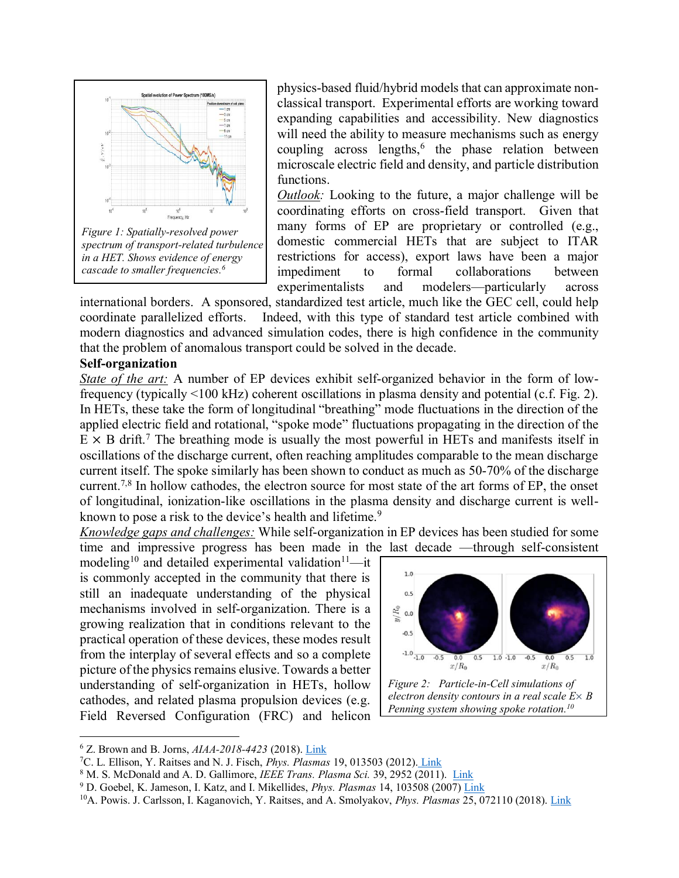Figure 1: Spatially-resolved power spectrum of transport-related turbulence in a HET. Shows evidence of energy cascade to smaller frequencies.[6]

physics-based fluid/hybrid models that can approximate non-classical transport. Experimental efforts are working toward expanding capabilities and accessibility. New diagnostics will need the ability to measure mechanisms such as energy coupling across lengths,[6] the phase relation between microscale electric field and density, and particle distribution functions.

*Outlook:* Looking to the future, a major challenge will be coordinating efforts on cross-field transport. Given that many forms of EP are proprietary or controlled (e.g., domestic commercial HETs that are subject to ITAR restrictions for access), export laws have been a major impediment to formal collaborations between experimentalists and modelers—particularly across international borders. A sponsored, standardized test article, much like the GEC cell, could help coordinate parallelized efforts. Indeed, with this type of standard test article combined with modern diagnostics and advanced simulation codes, there is high confidence in the community that the problem of anomalous transport could be solved in the decade.

**Self-organization**

*State of the art:* A number of EP devices exhibit self-organized behavior in the form of low-frequency (typically <100 kHz) coherent oscillations in plasma density and potential (c.f. Fig. 2). In HETs, these take the form of longitudinal "breathing" mode fluctuations in the direction of the applied electric field and rotational, "spoke mode" fluctuations propagating in the direction of the $E \times B$ drift.[7] The breathing mode is usually the most powerful in HETs and manifests itself in oscillations of the discharge current, often reaching amplitudes comparable to the mean discharge current itself. The spoke similarly has been shown to conduct as much as 50-70% of the discharge current.[7,8] In hollow cathodes, the electron source for most state of the art forms of EP, the onset of longitudinal, ionization-like oscillations in the plasma density and discharge current is well-known to pose a risk to the device's health and lifetime.[9]

*Knowledge gaps and challenges:* While self-organization in EP devices has been studied for some time and impressive progress has been made in the last decade —through self-consistent modeling[10] and detailed experimental validation[11]—it is commonly accepted in the community that there is still an inadequate understanding of the physical mechanisms involved in self-organization. There is a growing realization that in conditions relevant to the practical operation of these devices, these modes result from the interplay of several effects and so a complete picture of the physics remains elusive. Towards a better understanding of self-organization in HETs, hollow cathodes, and related plasma propulsion devices (e.g. Field Reversed Configuration (FRC) and helicon

Figure 2: Particle-in-Cell simulations of electron density contours in a real scale $E \times B$ Penning system showing spoke rotation.[10]

---

[6] Z. Brown and B. Jorns, *AIAA-2018-4423* (2018). Link

[7] C. L. Ellison, Y. Raitses and N. J. Fisch, *Phys. Plasmas* 19, 013503 (2012). Link

[8] M. S. McDonald and A. D. Gallimore, *IEEE Trans. Plasma Sci.* 39, 2952 (2011). Link

[9] D. Goebel, K. Jameson, I. Katz, and I. Mikellides, *Phys. Plasmas* 14, 103508 (2007) Link

[10] A. Powis. J. Carlsson, I. Kaganovich, Y. Raitses, and A. Smolyakov, *Phys. Plasmas* 25, 072110 (2018). Link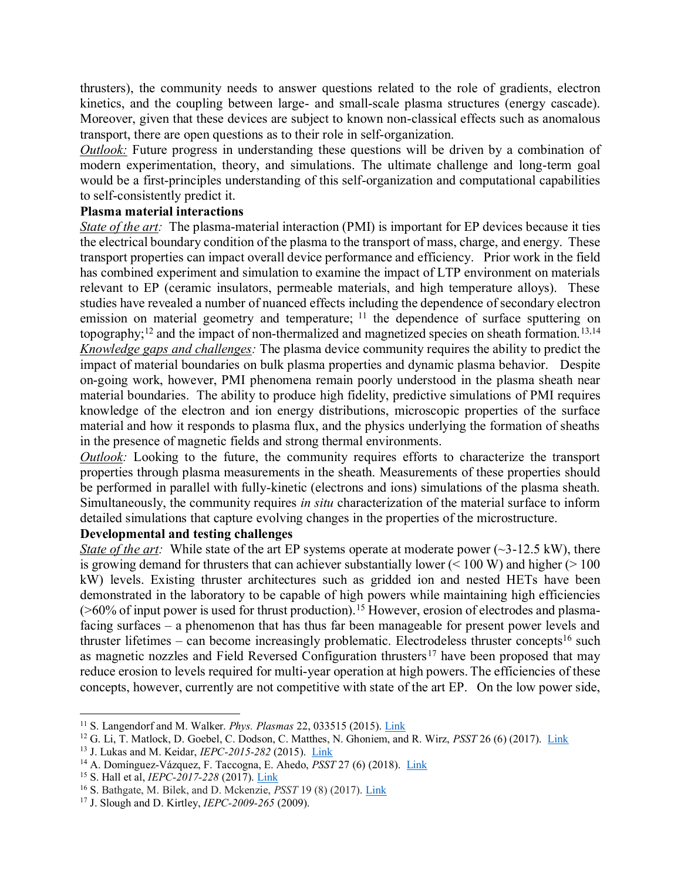thrusters), the community needs to answer questions related to the role of gradients, electron kinetics, and the coupling between large- and small-scale plasma structures (energy cascade). Moreover, given that these devices are subject to known non-classical effects such as anomalous transport, there are open questions as to their role in self-organization.

*Outlook:* Future progress in understanding these questions will be driven by a combination of modern experimentation, theory, and simulations. The ultimate challenge and long-term goal would be a first-principles understanding of this self-organization and computational capabilities to self-consistently predict it.

**Plasma material interactions**

*State of the art:* The plasma-material interaction (PMI) is important for EP devices because it ties the electrical boundary condition of the plasma to the transport of mass, charge, and energy. These transport properties can impact overall device performance and efficiency. Prior work in the field has combined experiment and simulation to examine the impact of LTP environment on materials relevant to EP (ceramic insulators, permeable materials, and high temperature alloys). These studies have revealed a number of nuanced effects including the dependence of secondary electron emission on material geometry and temperature; [11] the dependence of surface sputtering on topography;[12] and the impact of non-thermalized and magnetized species on sheath formation.[13,14]

*Knowledge gaps and challenges:* The plasma device community requires the ability to predict the impact of material boundaries on bulk plasma properties and dynamic plasma behavior. Despite on-going work, however, PMI phenomena remain poorly understood in the plasma sheath near material boundaries. The ability to produce high fidelity, predictive simulations of PMI requires knowledge of the electron and ion energy distributions, microscopic properties of the surface material and how it responds to plasma flux, and the physics underlying the formation of sheaths in the presence of magnetic fields and strong thermal environments.

*Outlook:* Looking to the future, the community requires efforts to characterize the transport properties through plasma measurements in the sheath. Measurements of these properties should be performed in parallel with fully-kinetic (electrons and ions) simulations of the plasma sheath. Simultaneously, the community requires *in situ* characterization of the material surface to inform detailed simulations that capture evolving changes in the properties of the microstructure.

**Developmental and testing challenges**

*State of the art:* While state of the art EP systems operate at moderate power (~3-12.5 kW), there is growing demand for thrusters that can achiever substantially lower (< 100 W) and higher (> 100 kW) levels. Existing thruster architectures such as gridded ion and nested HETs have been demonstrated in the laboratory to be capable of high powers while maintaining high efficiencies (>60% of input power is used for thrust production).[15] However, erosion of electrodes and plasma-facing surfaces – a phenomenon that has thus far been manageable for present power levels and thruster lifetimes – can become increasingly problematic. Electrodeless thruster concepts[16] such as magnetic nozzles and Field Reversed Configuration thrusters[17] have been proposed that may reduce erosion to levels required for multi-year operation at high powers. The efficiencies of these concepts, however, currently are not competitive with state of the art EP. On the low power side,

---

[11] S. Langendorf and M. Walker. *Phys. Plasmas* 22, 033515 (2015). Link

[12] G. Li, T. Matlock, D. Goebel, C. Dodson, C. Matthes, N. Ghoniem, and R. Wirz, *PSST* 26 (6) (2017). Link

[13] J. Lukas and M. Keidar, *IEPC-2015-282* (2015). Link

[14] A. Domínguez-Vázquez, F. Taccogna, E. Ahedo, *PSST* 27 (6) (2018). Link

[15] S. Hall et al, *IEPC-2017-228* (2017). Link

[16] S. Bathgate, M. Bilek, and D. Mckenzie, *PSST* 19 (8) (2017). Link

[17] J. Slough and D. Kirtley, *IEPC-2009-265* (2009).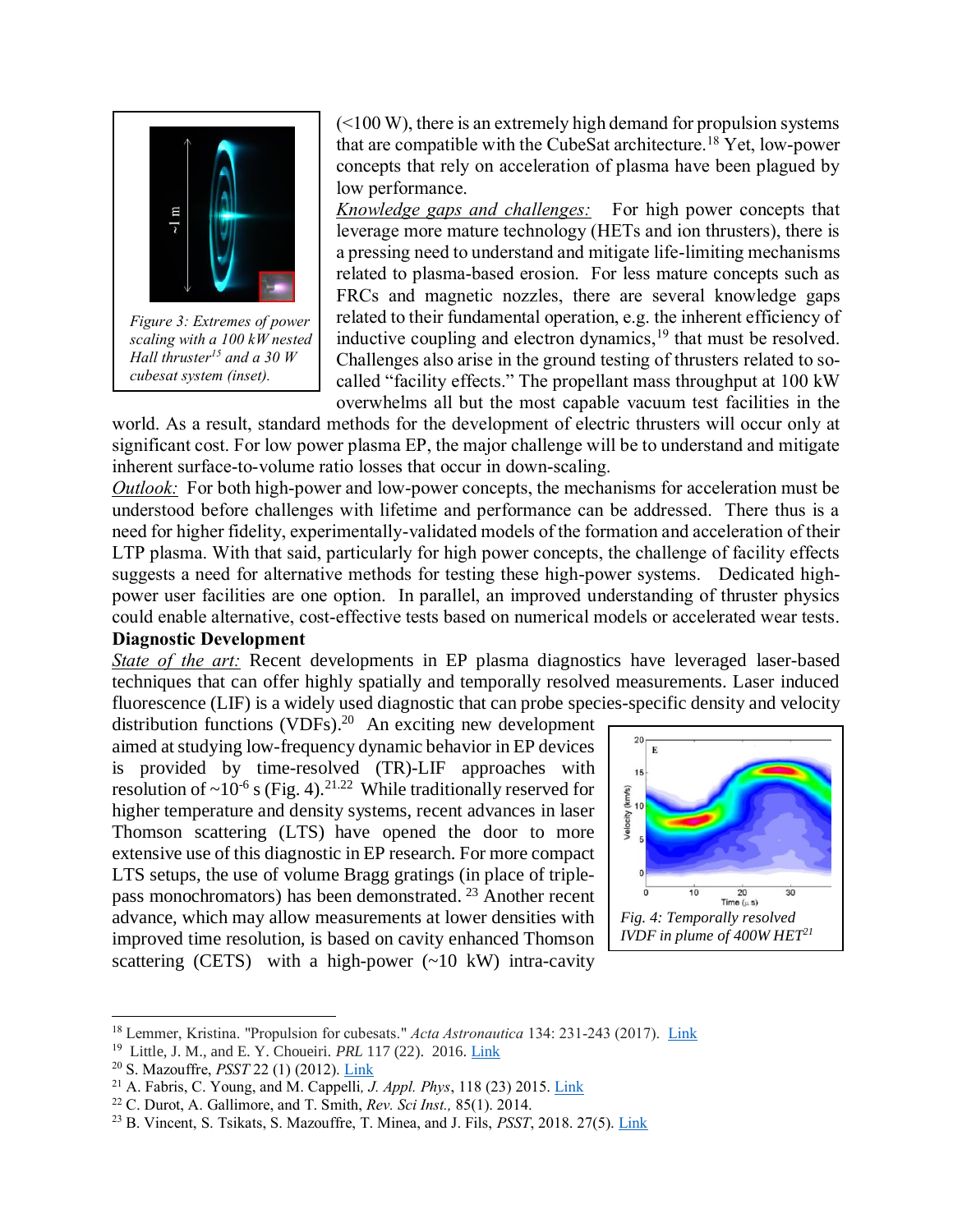Figure 3: Extremes of power scaling with a 100 kW nested Hall thruster[15] and a 30 W cubesat system (inset).

(<100 W), there is an extremely high demand for propulsion systems that are compatible with the CubeSat architecture.[18] Yet, low-power concepts that rely on acceleration of plasma have been plagued by low performance.

_Knowledge gaps and challenges:_ For high power concepts that leverage more mature technology (HETs and ion thrusters), there is a pressing need to understand and mitigate life-limiting mechanisms related to plasma-based erosion. For less mature concepts such as FRCs and magnetic nozzles, there are several knowledge gaps related to their fundamental operation, e.g. the inherent efficiency of inductive coupling and electron dynamics,[19] that must be resolved. Challenges also arise in the ground testing of thrusters related to so-called "facility effects." The propellant mass throughput at 100 kW overwhelms all but the most capable vacuum test facilities in the world. As a result, standard methods for the development of electric thrusters will occur only at significant cost. For low power plasma EP, the major challenge will be to understand and mitigate inherent surface-to-volume ratio losses that occur in down-scaling.

_Outlook:_ For both high-power and low-power concepts, the mechanisms for acceleration must be understood before challenges with lifetime and performance can be addressed. There thus is a need for higher fidelity, experimentally-validated models of the formation and acceleration of their LTP plasma. With that said, particularly for high power concepts, the challenge of facility effects suggests a need for alternative methods for testing these high-power systems. Dedicated high-power user facilities are one option. In parallel, an improved understanding of thruster physics could enable alternative, cost-effective tests based on numerical models or accelerated wear tests.

**Diagnostic Development**

_State of the art:_ Recent developments in EP plasma diagnostics have leveraged laser-based techniques that can offer highly spatially and temporally resolved measurements. Laser induced fluorescence (LIF) is a widely used diagnostic that can probe species-specific density and velocity distribution functions (VDFs).[20] An exciting new development aimed at studying low-frequency dynamic behavior in EP devices is provided by time-resolved (TR)-LIF approaches with resolution of ~$10^{-6}$ s (Fig. 4).[21,22] While traditionally reserved for higher temperature and density systems, recent advances in laser Thomson scattering (LTS) have opened the door to more extensive use of this diagnostic in EP research. For more compact LTS setups, the use of volume Bragg gratings (in place of triple-pass monochromators) has been demonstrated.[23] Another recent advance, which may allow measurements at lower densities with improved time resolution, is based on cavity enhanced Thomson scattering (CETS) with a high-power (~10 kW) intra-cavity

Fig. 4: Temporally resolved IVDF in plume of 400W HET[21]

---

[18] Lemmer, Kristina. "Propulsion for cubesats." *Acta Astronautica* 134: 231-243 (2017). Link

[19] Little, J. M., and E. Y. Choueiri. *PRL* 117 (22). 2016. Link

[20] S. Mazouffre, *PSST* 22 (1) (2012). Link

[21] A. Fabris, C. Young, and M. Cappelli, *J. Appl. Phys*, 118 (23) 2015. Link

[22] C. Durot, A. Gallimore, and T. Smith, *Rev. Sci Inst.,* 85(1). 2014.

[23] B. Vincent, S. Tsikats, S. Mazouffre, T. Minea, and J. Fils, *PSST*, 2018. 27(5). Link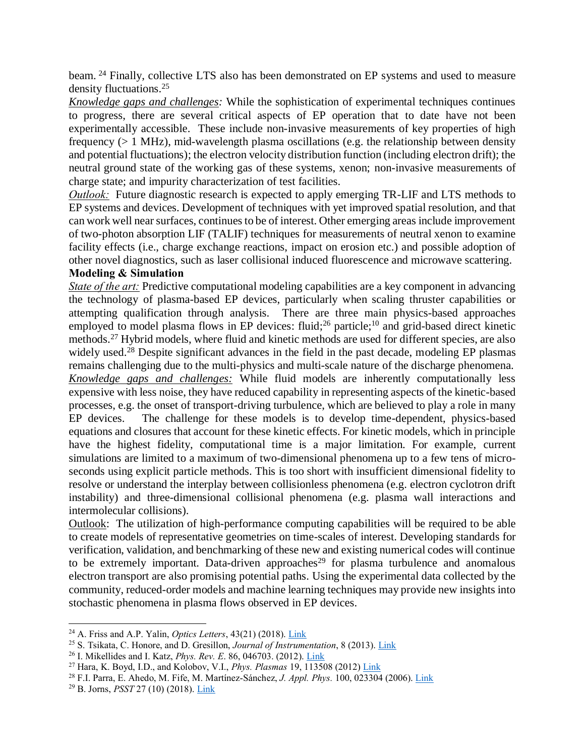beam. [24] Finally, collective LTS also has been demonstrated on EP systems and used to measure density fluctuations.[25]

*Knowledge gaps and challenges:* While the sophistication of experimental techniques continues to progress, there are several critical aspects of EP operation that to date have not been experimentally accessible. These include non-invasive measurements of key properties of high frequency (> 1 MHz), mid-wavelength plasma oscillations (e.g. the relationship between density and potential fluctuations); the electron velocity distribution function (including electron drift); the neutral ground state of the working gas of these systems, xenon; non-invasive measurements of charge state; and impurity characterization of test facilities.

*Outlook:* Future diagnostic research is expected to apply emerging TR-LIF and LTS methods to EP systems and devices. Development of techniques with yet improved spatial resolution, and that can work well near surfaces, continues to be of interest. Other emerging areas include improvement of two-photon absorption LIF (TALIF) techniques for measurements of neutral xenon to examine facility effects (i.e., charge exchange reactions, impact on erosion etc.) and possible adoption of other novel diagnostics, such as laser collisional induced fluorescence and microwave scattering.

**Modeling & Simulation**

*State of the art:* Predictive computational modeling capabilities are a key component in advancing the technology of plasma-based EP devices, particularly when scaling thruster capabilities or attempting qualification through analysis. There are three main physics-based approaches employed to model plasma flows in EP devices: fluid;[26] particle;[10] and grid-based direct kinetic methods.[27] Hybrid models, where fluid and kinetic methods are used for different species, are also widely used.[28] Despite significant advances in the field in the past decade, modeling EP plasmas remains challenging due to the multi-physics and multi-scale nature of the discharge phenomena.

*Knowledge gaps and challenges:* While fluid models are inherently computationally less expensive with less noise, they have reduced capability in representing aspects of the kinetic-based processes, e.g. the onset of transport-driving turbulence, which are believed to play a role in many EP devices. The challenge for these models is to develop time-dependent, physics-based equations and closures that account for these kinetic effects. For kinetic models, which in principle have the highest fidelity, computational time is a major limitation. For example, current simulations are limited to a maximum of two-dimensional phenomena up to a few tens of micro-seconds using explicit particle methods. This is too short with insufficient dimensional fidelity to resolve or understand the interplay between collisionless phenomena (e.g. electron cyclotron drift instability) and three-dimensional collisional phenomena (e.g. plasma wall interactions and intermolecular collisions).

Outlook: The utilization of high-performance computing capabilities will be required to be able to create models of representative geometries on time-scales of interest. Developing standards for verification, validation, and benchmarking of these new and existing numerical codes will continue to be extremely important. Data-driven approaches[29] for plasma turbulence and anomalous electron transport are also promising potential paths. Using the experimental data collected by the community, reduced-order models and machine learning techniques may provide new insights into stochastic phenomena in plasma flows observed in EP devices.

---

[24] A. Friss and A.P. Yalin, *Optics Letters*, 43(21) (2018). Link

[25] S. Tsikata, C. Honore, and D. Gresillon, *Journal of Instrumentation*, 8 (2013). Link

[26] I. Mikellides and I. Katz, *Phys. Rev. E*. 86, 046703. (2012). Link

[27] Hara, K. Boyd, I.D., and Kolobov, V.I., *Phys. Plasmas* 19, 113508 (2012) Link

[28] F.I. Parra, E. Ahedo, M. Fife, M. Martínez-Sánchez, *J. Appl. Phys.* 100, 023304 (2006). Link

[29] B. Jorns, *PSST* 27 (10) (2018). Link